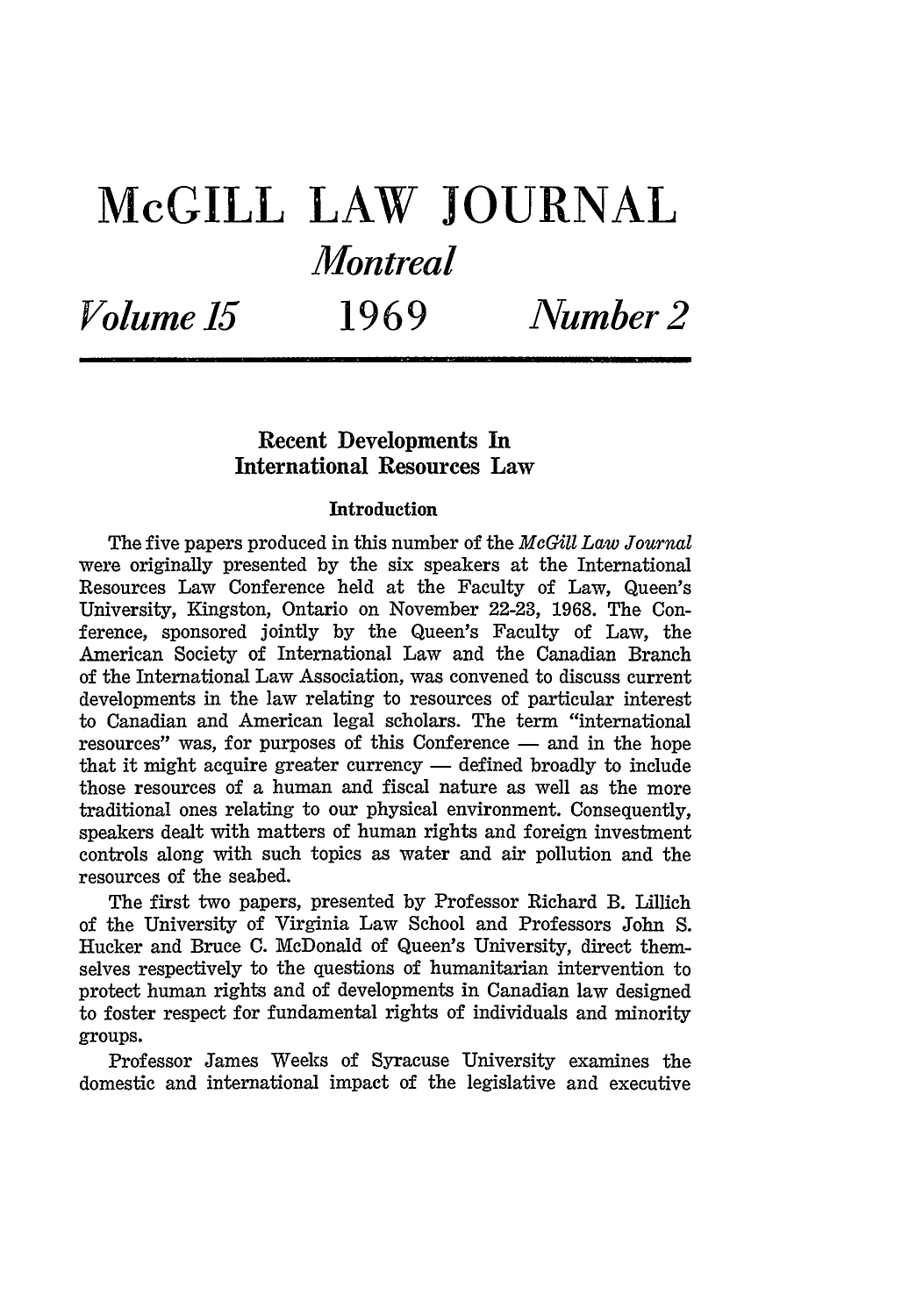# McGILL LAW JOURNAL

*Montreal*

*Volume 15* **1969** *Number 2*

## Recent Developments In International Resources Law

### Introduction

The five papers produced in this number of the *McGill Law Journal* were originally presented by the six speakers at the International Resources Law Conference held at the Faculty of Law, Queen's University, Kingston, Ontario on November 22-23, 1968. The Conference, sponsored jointly by the Queen's Faculty of Law, the American Society of International Law and the Canadian Branch of the International Law Association, was convened to discuss current developments in the law relating to resources of particular interest to Canadian and American legal scholars. The term "international resources" was, for purposes of this Conference — and in the hope that it might acquire greater currency — defined broadly to include those resources of a human and fiscal nature as well as the more traditional ones relating to our physical environment. Consequently, speakers dealt with matters of human rights and foreign investment controls along with such topics as water and air pollution and the resources of the seabed.

The first two papers, presented by Professor Richard B. Lillich of the University of Virginia Law School and Professors John S. Hucker and Bruce C. McDonald of Queen's University, direct themselves respectively to the questions of humanitarian intervention to protect human rights and of developments in Canadian law designed to foster respect for fundamental rights of individuals and minority groups.

Professor James Weeks of Syracuse University examines the domestic and international impact of the legislative and executive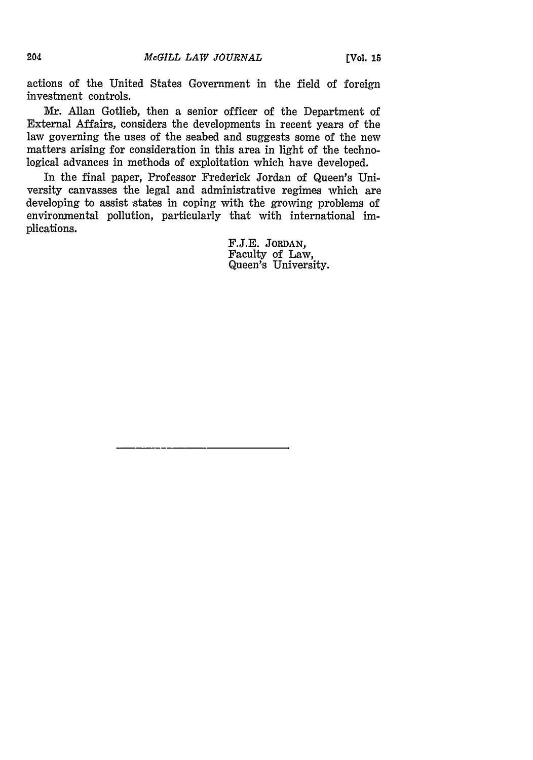actions of the United States Government in the field of foreign investment controls.

Mr. Allan Gotlieb, then a senior officer of the Department of External Affairs, considers the developments in recent years of the law governing the uses of the seabed and suggests some of the new matters arising for consideration in this area in light of the technological advances in methods of exploitation which have developed.

In the final paper, Professor Frederick Jordan of Queen's University canvasses the legal and administrative regimes which are developing to assist states in coping with the growing problems of environmental pollution, particularly that with international implications.

F.J.E. JORDAN,
Faculty of Law,
Queen's University.